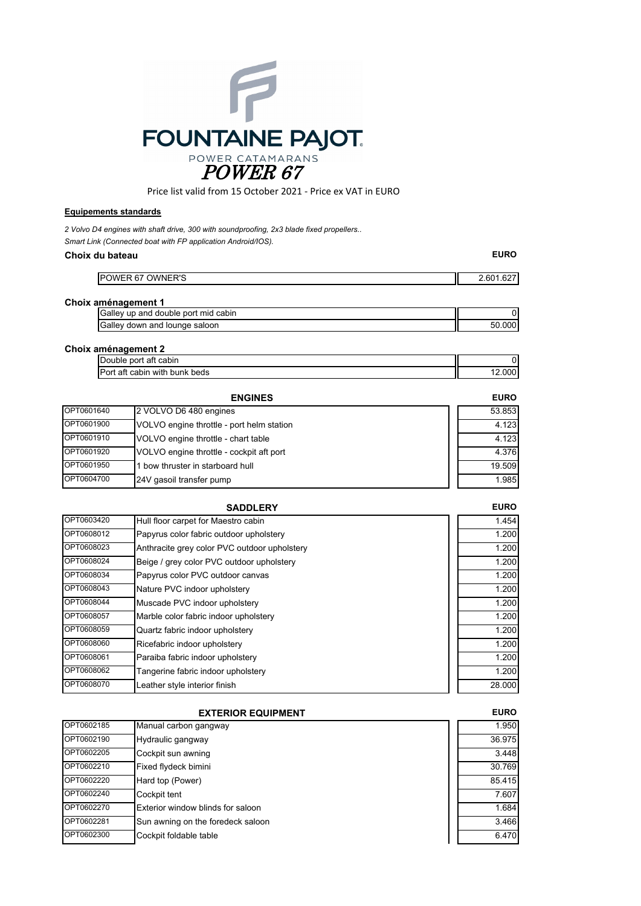# FOUNTAINE PAJOT

POWER CATAMARANS

## *POWER 67*

Price list valid from 15 October 2021 - Price ex VAT in EURO

**Equipements standards**

*2 Volvo D4 engines with shaft drive, 300 with soundproofing, 2x3 blade fixed propellers..*
*Smart Link (Connected boat with FP application Android/IOS).*

**Choix du bateau** **EURO**

| | EURO |
|---|---|
| POWER 67 OWNER'S | 2.601.627 |

**Choix aménagement 1**

| | |
|---|---|
| Galley up and double port mid cabin | 0 |
| Galley down and lounge saloon | 50.000 |

**Choix aménagement 2**

| | |
|---|---|
| Double port aft cabin | 0 |
| Port aft cabin with bunk beds | 12.000 |

| | ENGINES | EURO |
|---|---|---|
| OPT0601640 | 2 VOLVO D6 480 engines | 53.853 |
| OPT0601900 | VOLVO engine throttle - port helm station | 4.123 |
| OPT0601910 | VOLVO engine throttle - chart table | 4.123 |
| OPT0601920 | VOLVO engine throttle - cockpit aft port | 4.376 |
| OPT0601950 | 1 bow thruster in starboard hull | 19.509 |
| OPT0604700 | 24V gasoil transfer pump | 1.985 |

| | SADDLERY | EURO |
|---|---|---|
| OPT0603420 | Hull floor carpet for Maestro cabin | 1.454 |
| OPT0608012 | Papyrus color fabric outdoor upholstery | 1.200 |
| OPT0608023 | Anthracite grey color PVC outdoor upholstery | 1.200 |
| OPT0608024 | Beige / grey color PVC outdoor upholstery | 1.200 |
| OPT0608034 | Papyrus color PVC outdoor canvas | 1.200 |
| OPT0608043 | Nature PVC indoor upholstery | 1.200 |
| OPT0608044 | Muscade PVC indoor upholstery | 1.200 |
| OPT0608057 | Marble color fabric indoor upholstery | 1.200 |
| OPT0608059 | Quartz fabric indoor upholstery | 1.200 |
| OPT0608060 | Ricefabric indoor upholstery | 1.200 |
| OPT0608061 | Paraiba fabric indoor upholstery | 1.200 |
| OPT0608062 | Tangerine fabric indoor upholstery | 1.200 |
| OPT0608070 | Leather style interior finish | 28.000 |

| | EXTERIOR EQUIPMENT | EURO |
|---|---|---|
| OPT0602185 | Manual carbon gangway | 1.950 |
| OPT0602190 | Hydraulic gangway | 36.975 |
| OPT0602205 | Cockpit sun awning | 3.448 |
| OPT0602210 | Fixed flydeck bimini | 30.769 |
| OPT0602220 | Hard top (Power) | 85.415 |
| OPT0602240 | Cockpit tent | 7.607 |
| OPT0602270 | Exterior window blinds for saloon | 1.684 |
| OPT0602281 | Sun awning on the foredeck saloon | 3.466 |
| OPT0602300 | Cockpit foldable table | 6.470 |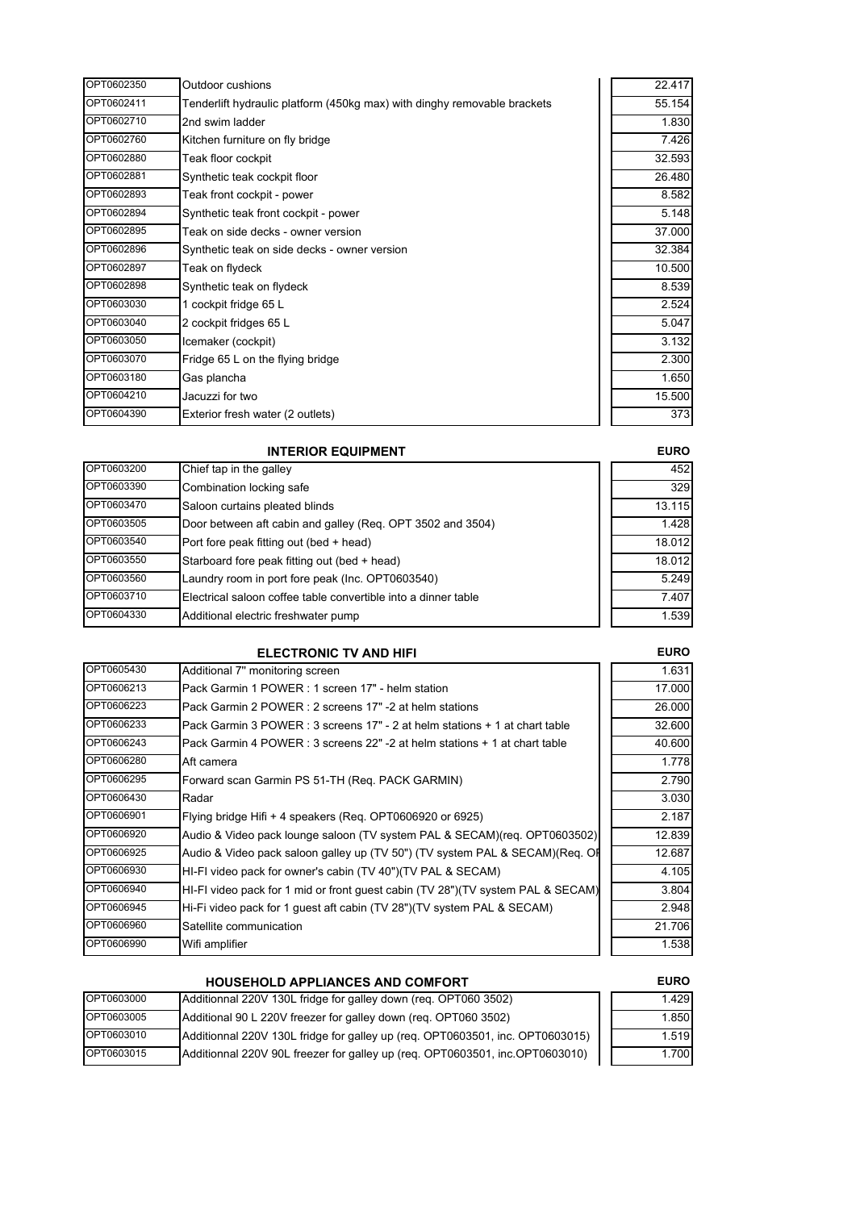| | | |
|---|---|---|
| OPT0602350 | Outdoor cushions | 22.417 |
| OPT0602411 | Tenderlift hydraulic platform (450kg max) with dinghy removable brackets | 55.154 |
| OPT0602710 | 2nd swim ladder | 1.830 |
| OPT0602760 | Kitchen furniture on fly bridge | 7.426 |
| OPT0602880 | Teak floor cockpit | 32.593 |
| OPT0602881 | Synthetic teak cockpit floor | 26.480 |
| OPT0602893 | Teak front cockpit - power | 8.582 |
| OPT0602894 | Synthetic teak front cockpit - power | 5.148 |
| OPT0602895 | Teak on side decks - owner version | 37.000 |
| OPT0602896 | Synthetic teak on side decks - owner version | 32.384 |
| OPT0602897 | Teak on flydeck | 10.500 |
| OPT0602898 | Synthetic teak on flydeck | 8.539 |
| OPT0603030 | 1 cockpit fridge 65 L | 2.524 |
| OPT0603040 | 2 cockpit fridges 65 L | 5.047 |
| OPT0603050 | Icemaker (cockpit) | 3.132 |
| OPT0603070 | Fridge 65 L on the flying bridge | 2.300 |
| OPT0603180 | Gas plancha | 1.650 |
| OPT0604210 | Jacuzzi for two | 15.500 |
| OPT0604390 | Exterior fresh water (2 outlets) | 373 |

| | INTERIOR EQUIPMENT | EURO |
|---|---|---|
| OPT0603200 | Chief tap in the galley | 452 |
| OPT0603390 | Combination locking safe | 329 |
| OPT0603470 | Saloon curtains pleated blinds | 13.115 |
| OPT0603505 | Door between aft cabin and galley (Req. OPT 3502 and 3504) | 1.428 |
| OPT0603540 | Port fore peak fitting out (bed + head) | 18.012 |
| OPT0603550 | Starboard fore peak fitting out (bed + head) | 18.012 |
| OPT0603560 | Laundry room in port fore peak (Inc. OPT0603540) | 5.249 |
| OPT0603710 | Electrical saloon coffee table convertible into a dinner table | 7.407 |
| OPT0604330 | Additional electric freshwater pump | 1.539 |

| | ELECTRONIC TV AND HIFI | EURO |
|---|---|---|
| OPT0605430 | Additional 7'' monitoring screen | 1.631 |
| OPT0606213 | Pack Garmin 1 POWER : 1 screen 17" - helm station | 17.000 |
| OPT0606223 | Pack Garmin 2 POWER : 2 screens 17" -2 at helm stations | 26.000 |
| OPT0606233 | Pack Garmin 3 POWER : 3 screens 17" - 2 at helm stations + 1 at chart table | 32.600 |
| OPT0606243 | Pack Garmin 4 POWER : 3 screens 22" -2 at helm stations + 1 at chart table | 40.600 |
| OPT0606280 | Aft camera | 1.778 |
| OPT0606295 | Forward scan Garmin PS 51-TH (Req. PACK GARMIN) | 2.790 |
| OPT0606430 | Radar | 3.030 |
| OPT0606901 | Flying bridge Hifi + 4 speakers (Req. OPT0606920 or 6925) | 2.187 |
| OPT0606920 | Audio & Video pack lounge saloon (TV system PAL & SECAM)(req. OPT0603502) | 12.839 |
| OPT0606925 | Audio & Video pack saloon galley up (TV 50") (TV system PAL & SECAM)(Req. OF | 12.687 |
| OPT0606930 | HI-FI video pack for owner's cabin (TV 40")(TV PAL & SECAM) | 4.105 |
| OPT0606940 | HI-FI video pack for 1 mid or front guest cabin (TV 28")(TV system PAL & SECAM) | 3.804 |
| OPT0606945 | Hi-Fi video pack for 1 guest aft cabin (TV 28")(TV system PAL & SECAM) | 2.948 |
| OPT0606960 | Satellite communication | 21.706 |
| OPT0606990 | Wifi amplifier | 1.538 |

| | HOUSEHOLD APPLIANCES AND COMFORT | EURO |
|---|---|---|
| OPT0603000 | Additionnal 220V 130L fridge for galley down (req. OPT060 3502) | 1.429 |
| OPT0603005 | Additional 90 L 220V freezer for galley down (req. OPT060 3502) | 1.850 |
| OPT0603010 | Additionnal 220V 130L fridge for galley up (req. OPT0603501, inc. OPT0603015) | 1.519 |
| OPT0603015 | Additionnal 220V 90L freezer for galley up (req. OPT0603501, inc.OPT0603010) | 1.700 |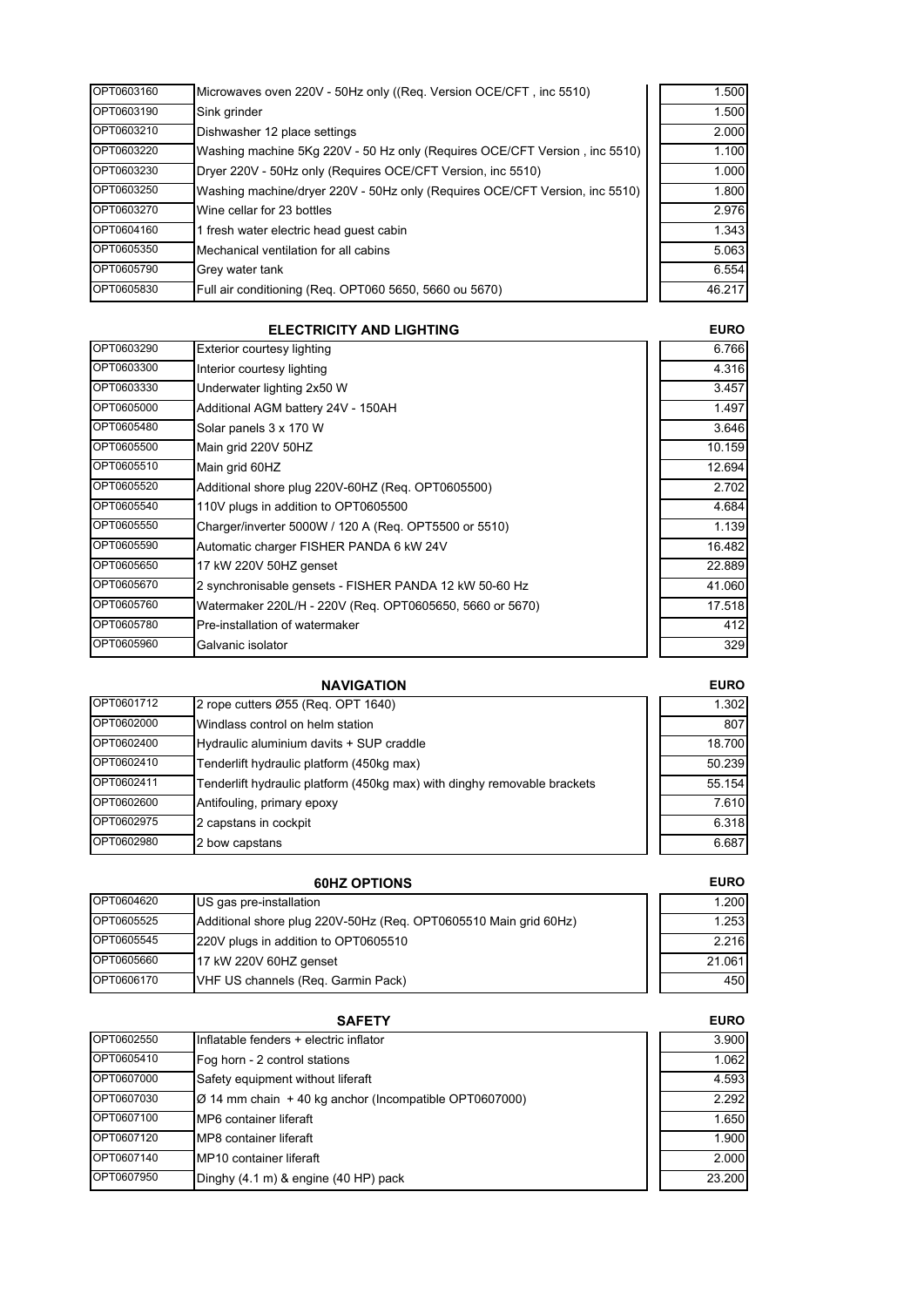| | | |
|---|---|---|
| OPT0603160 | Microwaves oven 220V - 50Hz only ((Req. Version OCE/CFT , inc 5510) | 1.500 |
| OPT0603190 | Sink grinder | 1.500 |
| OPT0603210 | Dishwasher 12 place settings | 2.000 |
| OPT0603220 | Washing machine 5Kg 220V - 50 Hz only (Requires OCE/CFT Version , inc 5510) | 1.100 |
| OPT0603230 | Dryer 220V - 50Hz only (Requires OCE/CFT Version, inc 5510) | 1.000 |
| OPT0603250 | Washing machine/dryer 220V - 50Hz only (Requires OCE/CFT Version, inc 5510) | 1.800 |
| OPT0603270 | Wine cellar for 23 bottles | 2.976 |
| OPT0604160 | 1 fresh water electric head guest cabin | 1.343 |
| OPT0605350 | Mechanical ventilation for all cabins | 5.063 |
| OPT0605790 | Grey water tank | 6.554 |
| OPT0605830 | Full air conditioning (Req. OPT060 5650, 5660 ou 5670) | 46.217 |

| | ELECTRICITY AND LIGHTING | EURO |
|---|---|---|
| OPT0603290 | Exterior courtesy lighting | 6.766 |
| OPT0603300 | Interior courtesy lighting | 4.316 |
| OPT0603330 | Underwater lighting 2x50 W | 3.457 |
| OPT0605000 | Additional AGM battery 24V - 150AH | 1.497 |
| OPT0605480 | Solar panels 3 x 170 W | 3.646 |
| OPT0605500 | Main grid 220V 50HZ | 10.159 |
| OPT0605510 | Main grid 60HZ | 12.694 |
| OPT0605520 | Additional shore plug 220V-60HZ (Req. OPT0605500) | 2.702 |
| OPT0605540 | 110V plugs in addition to OPT0605500 | 4.684 |
| OPT0605550 | Charger/inverter 5000W / 120 A (Req. OPT5500 or 5510) | 1.139 |
| OPT0605590 | Automatic charger FISHER PANDA 6 kW 24V | 16.482 |
| OPT0605650 | 17 kW 220V 50HZ genset | 22.889 |
| OPT0605670 | 2 synchronisable gensets - FISHER PANDA 12 kW 50-60 Hz | 41.060 |
| OPT0605760 | Watermaker 220L/H - 220V (Req. OPT0605650, 5660 or 5670) | 17.518 |
| OPT0605780 | Pre-installation of watermaker | 412 |
| OPT0605960 | Galvanic isolator | 329 |

| | NAVIGATION | EURO |
|---|---|---|
| OPT0601712 | 2 rope cutters Ø55 (Req. OPT 1640) | 1.302 |
| OPT0602000 | Windlass control on helm station | 807 |
| OPT0602400 | Hydraulic aluminium davits + SUP craddle | 18.700 |
| OPT0602410 | Tenderlift hydraulic platform (450kg max) | 50.239 |
| OPT0602411 | Tenderlift hydraulic platform (450kg max) with dinghy removable brackets | 55.154 |
| OPT0602600 | Antifouling, primary epoxy | 7.610 |
| OPT0602975 | 2 capstans in cockpit | 6.318 |
| OPT0602980 | 2 bow capstans | 6.687 |

| | 60HZ OPTIONS | EURO |
|---|---|---|
| OPT0604620 | US gas pre-installation | 1.200 |
| OPT0605525 | Additional shore plug 220V-50Hz (Req. OPT0605510 Main grid 60Hz) | 1.253 |
| OPT0605545 | 220V plugs in addition to OPT0605510 | 2.216 |
| OPT0605660 | 17 kW 220V 60HZ genset | 21.061 |
| OPT0606170 | VHF US channels (Req. Garmin Pack) | 450 |

| | SAFETY | EURO |
|---|---|---|
| OPT0602550 | Inflatable fenders + electric inflator | 3.900 |
| OPT0605410 | Fog horn - 2 control stations | 1.062 |
| OPT0607000 | Safety equipment without liferaft | 4.593 |
| OPT0607030 | Ø 14 mm chain + 40 kg anchor (Incompatible OPT0607000) | 2.292 |
| OPT0607100 | MP6 container liferaft | 1.650 |
| OPT0607120 | MP8 container liferaft | 1.900 |
| OPT0607140 | MP10 container liferaft | 2.000 |
| OPT0607950 | Dinghy (4.1 m) & engine (40 HP) pack | 23.200 |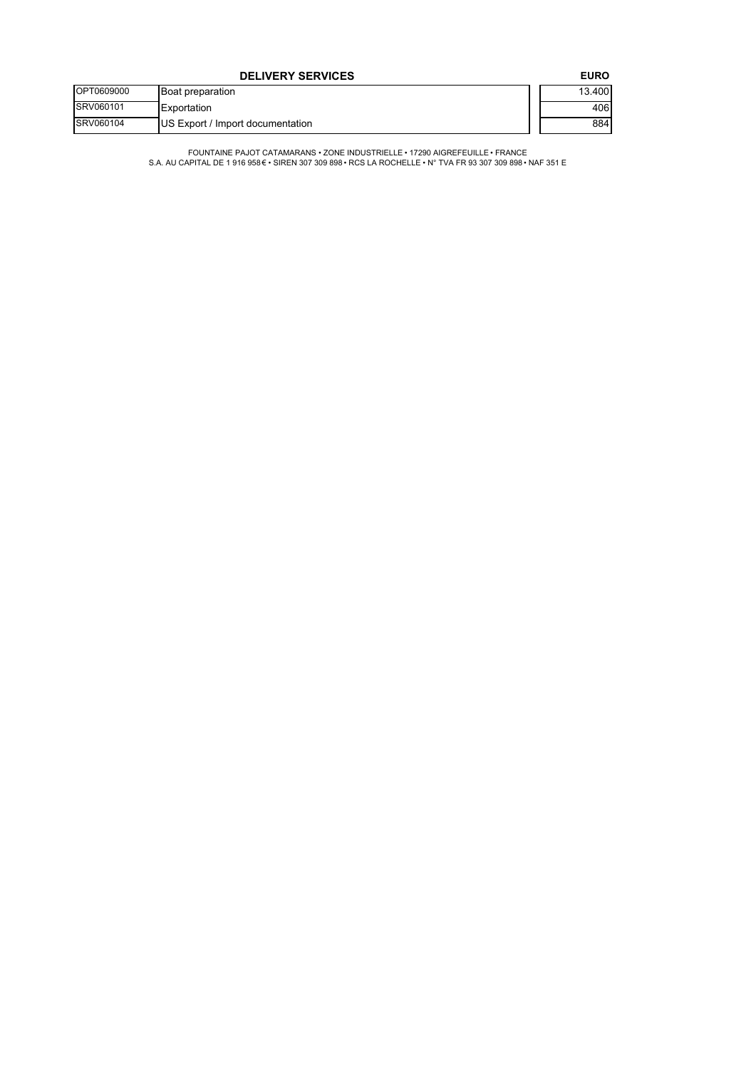| DELIVERY SERVICES | | EURO |
|---|---|---|
| OPT0609000 | Boat preparation | 13.400 |
| SRV060101 | Exportation | 406 |
| SRV060104 | US Export / Import documentation | 884 |

FOUNTAINE PAJOT CATAMARANS • ZONE INDUSTRIELLE • 17290 AIGREFEUILLE • FRANCE
S.A. AU CAPITAL DE 1 916 958 € • SIREN 307 309 898 • RCS LA ROCHELLE • N° TVA FR 93 307 309 898 • NAF 351 E